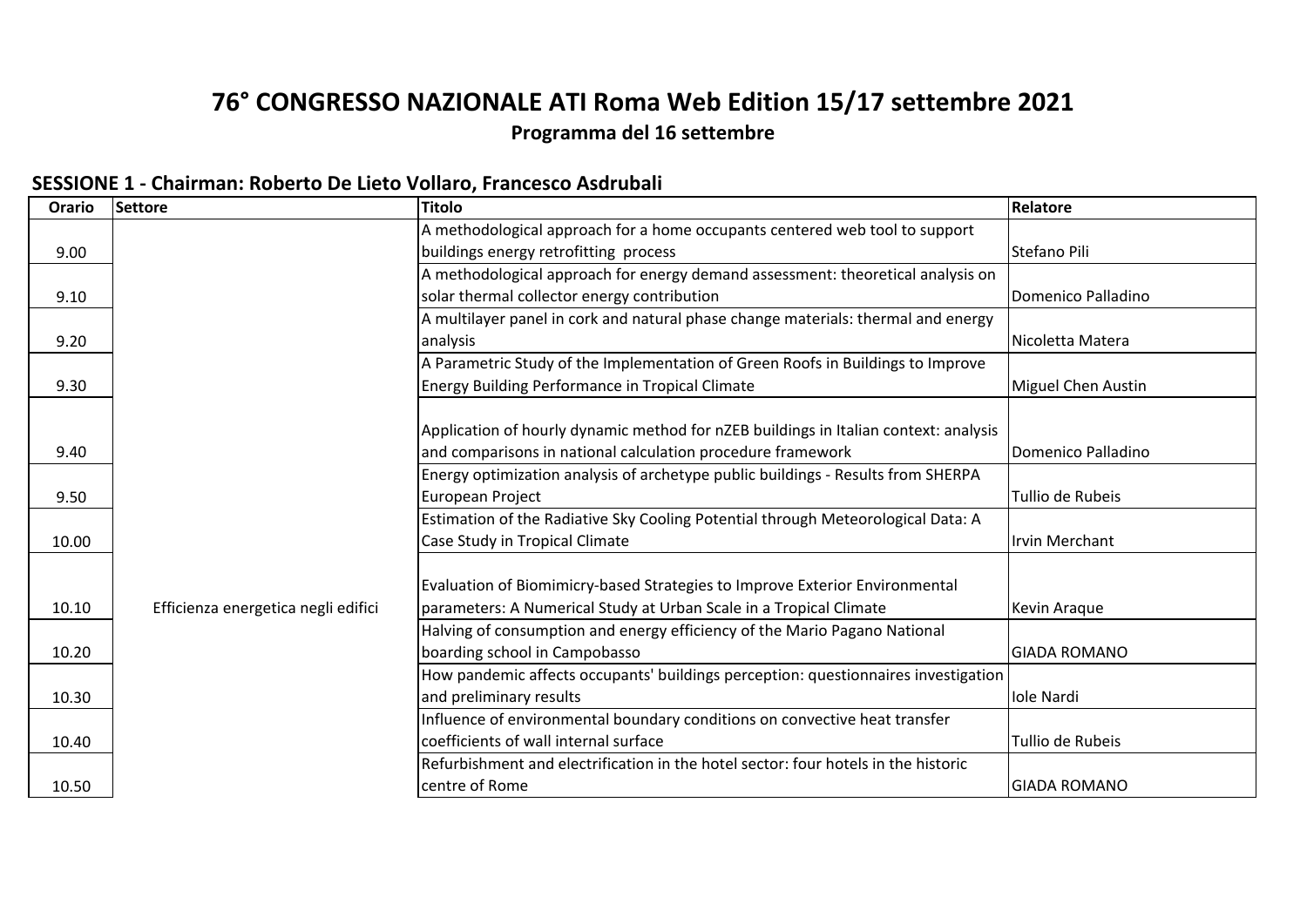# 76° CONGRESSO NAZIONALE ATI Roma Web Edition 15/17 settembre 2021

## Programma del 16 settembre

### SESSIONE 1 - Chairman: Roberto De Lieto Vollaro, Francesco Asdrubali

| Orario | Settore | Titolo | Relatore |
|---|---|---|---|
| 9.00 | Efficienza energetica negli edifici | A methodological approach for a home occupants centered web tool to support buildings energy retrofitting process | Stefano Pili |
| 9.10 | | A methodological approach for energy demand assessment: theoretical analysis on solar thermal collector energy contribution | Domenico Palladino |
| 9.20 | | A multilayer panel in cork and natural phase change materials: thermal and energy analysis | Nicoletta Matera |
| 9.30 | | A Parametric Study of the Implementation of Green Roofs in Buildings to Improve Energy Building Performance in Tropical Climate | Miguel Chen Austin |
| 9.40 | | Application of hourly dynamic method for nZEB buildings in Italian context: analysis and comparisons in national calculation procedure framework | Domenico Palladino |
| 9.50 | | Energy optimization analysis of archetype public buildings - Results from SHERPA European Project | Tullio de Rubeis |
| 10.00 | | Estimation of the Radiative Sky Cooling Potential through Meteorological Data: A Case Study in Tropical Climate | Irvin Merchant |
| 10.10 | | Evaluation of Biomimicry-based Strategies to Improve Exterior Environmental parameters: A Numerical Study at Urban Scale in a Tropical Climate | Kevin Araque |
| 10.20 | | Halving of consumption and energy efficiency of the Mario Pagano National boarding school in Campobasso | GIADA ROMANO |
| 10.30 | | How pandemic affects occupants' buildings perception: questionnaires investigation and preliminary results | Iole Nardi |
| 10.40 | | Influence of environmental boundary conditions on convective heat transfer coefficients of wall internal surface | Tullio de Rubeis |
| 10.50 | | Refurbishment and electrification in the hotel sector: four hotels in the historic centre of Rome | GIADA ROMANO |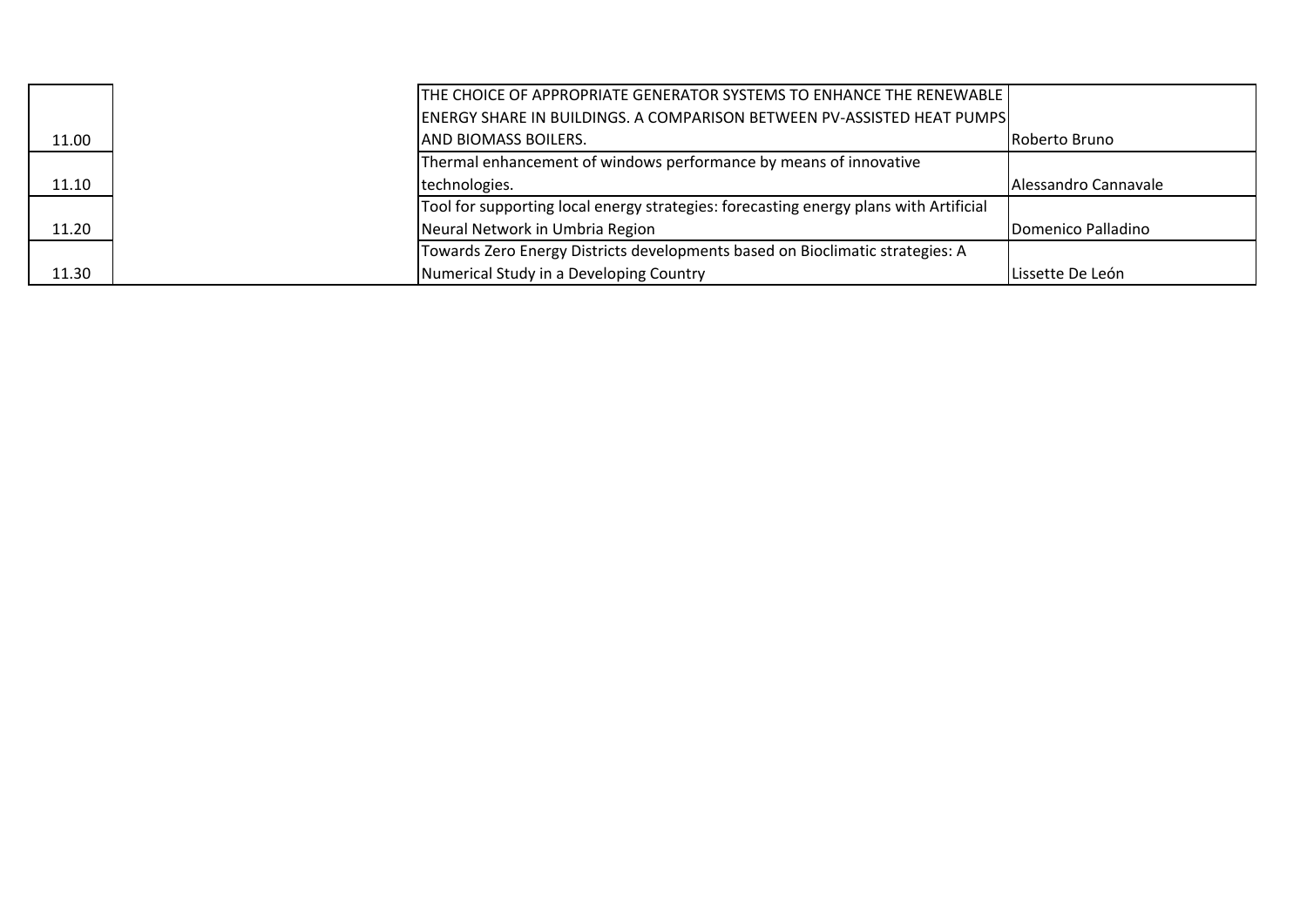| | | | |
|---|---|---|---|
| 11.00 | | THE CHOICE OF APPROPRIATE GENERATOR SYSTEMS TO ENHANCE THE RENEWABLE ENERGY SHARE IN BUILDINGS. A COMPARISON BETWEEN PV-ASSISTED HEAT PUMPS AND BIOMASS BOILERS. | Roberto Bruno |
| 11.10 | | Thermal enhancement of windows performance by means of innovative technologies. | Alessandro Cannavale |
| 11.20 | | Tool for supporting local energy strategies: forecasting energy plans with Artificial Neural Network in Umbria Region | Domenico Palladino |
| 11.30 | | Towards Zero Energy Districts developments based on Bioclimatic strategies: A Numerical Study in a Developing Country | Lissette De León |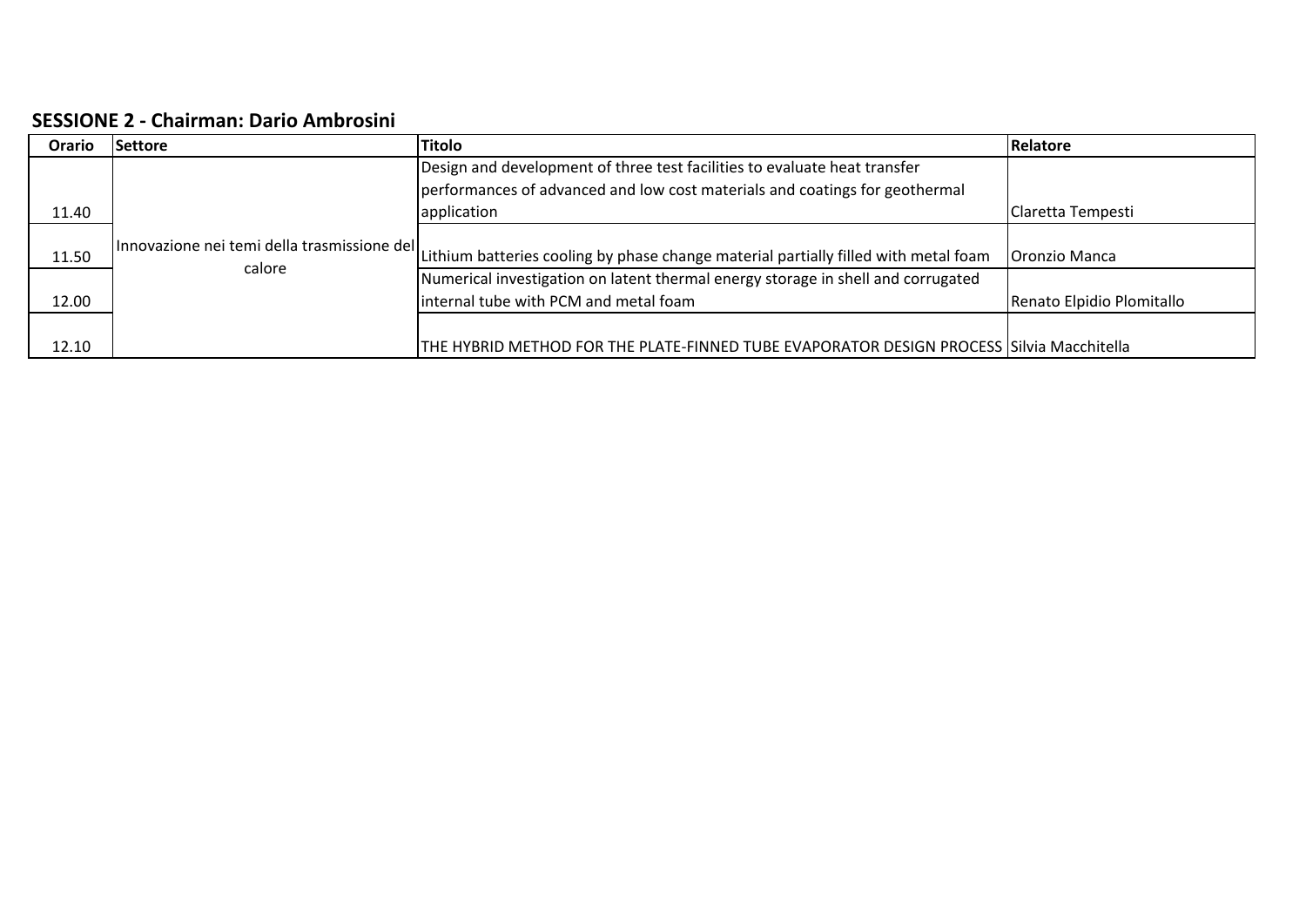**SESSIONE 2 - Chairman: Dario Ambrosini**

| Orario | Settore | Titolo | Relatore |
|---|---|---|---|
| 11.40 | Innovazione nei temi della trasmissione del calore | Design and development of three test facilities to evaluate heat transfer performances of advanced and low cost materials and coatings for geothermal application | Claretta Tempesti |
| 11.50 | | Lithium batteries cooling by phase change material partially filled with metal foam | Oronzio Manca |
| 12.00 | | Numerical investigation on latent thermal energy storage in shell and corrugated internal tube with PCM and metal foam | Renato Elpidio Plomitallo |
| 12.10 | | THE HYBRID METHOD FOR THE PLATE-FINNED TUBE EVAPORATOR DESIGN PROCESS | Silvia Macchitella |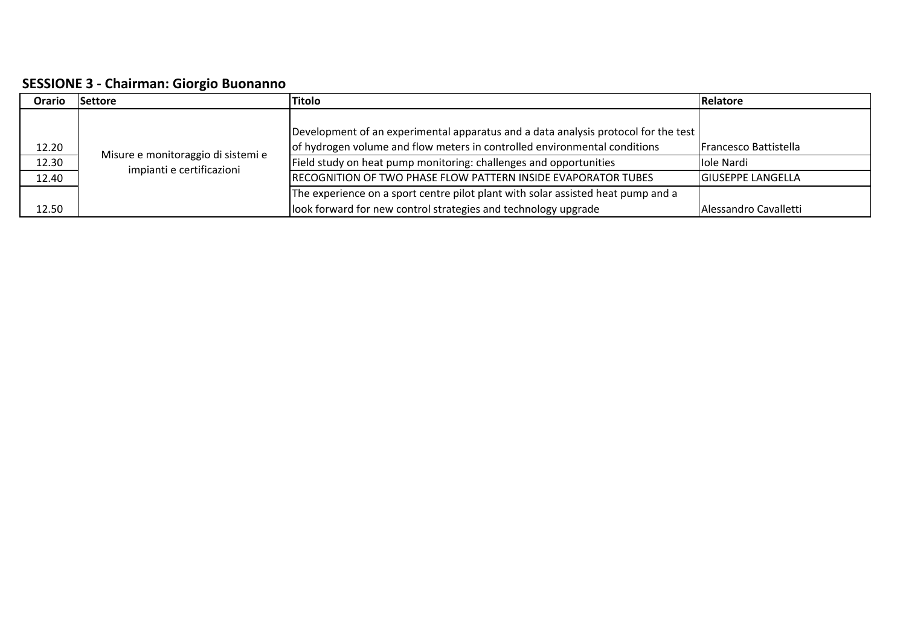## SESSIONE 3 - Chairman: Giorgio Buonanno

| Orario | Settore | Titolo | Relatore |
|---|---|---|---|
| 12.20 | Misure e monitoraggio di sistemi e impianti e certificazioni | Development of an experimental apparatus and a data analysis protocol for the test of hydrogen volume and flow meters in controlled environmental conditions | Francesco Battistella |
| 12.30 | | Field study on heat pump monitoring: challenges and opportunities | Iole Nardi |
| 12.40 | | RECOGNITION OF TWO PHASE FLOW PATTERN INSIDE EVAPORATOR TUBES | GIUSEPPE LANGELLA |
| 12.50 | | The experience on a sport centre pilot plant with solar assisted heat pump and a look forward for new control strategies and technology upgrade | Alessandro Cavalletti |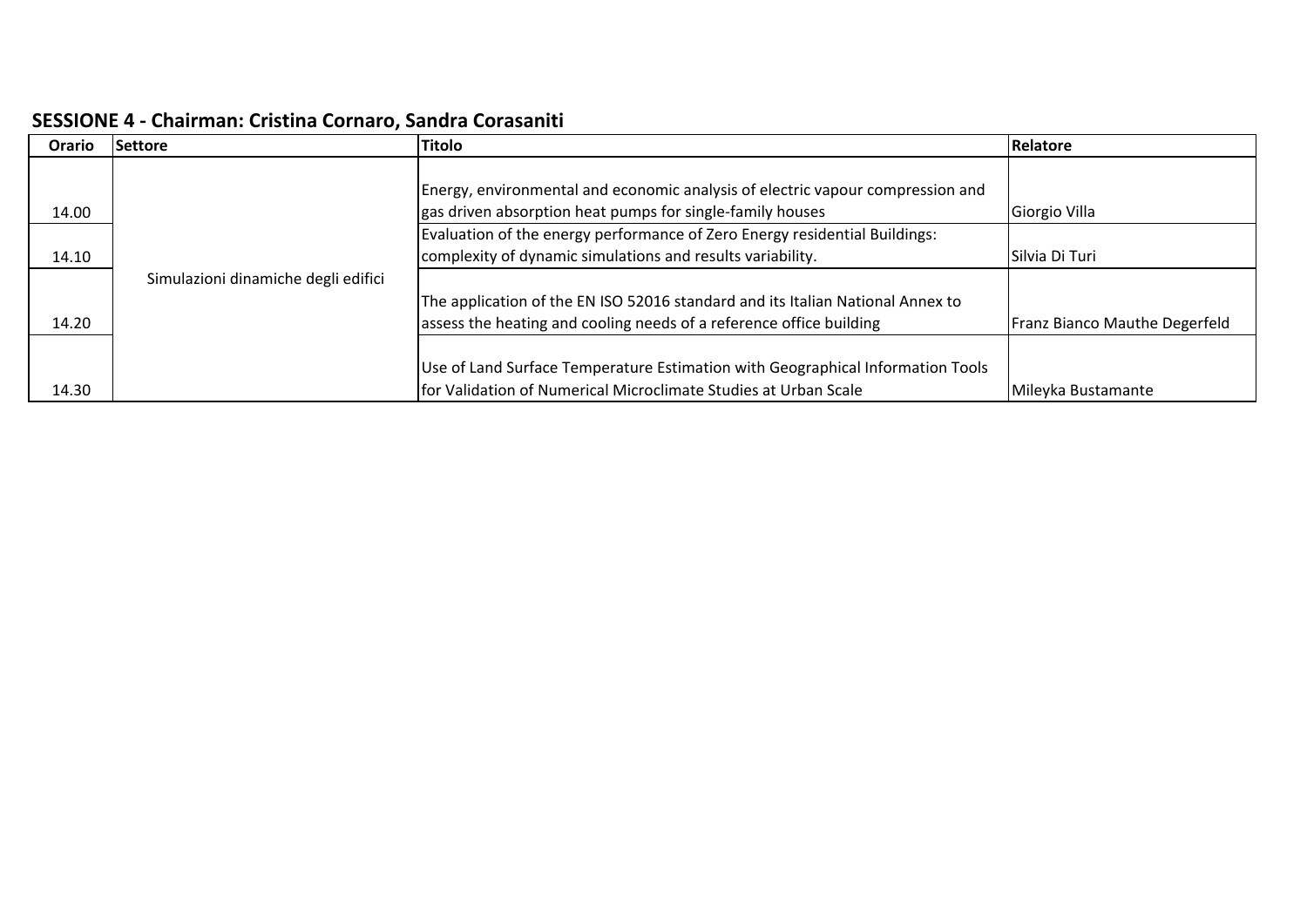## SESSIONE 4 - Chairman: Cristina Cornaro, Sandra Corasaniti

| Orario | Settore | Titolo | Relatore |
|---|---|---|---|
| 14.00 | Simulazioni dinamiche degli edifici | Energy, environmental and economic analysis of electric vapour compression and gas driven absorption heat pumps for single-family houses | Giorgio Villa |
| 14.10 | | Evaluation of the energy performance of Zero Energy residential Buildings: complexity of dynamic simulations and results variability. | Silvia Di Turi |
| 14.20 | | The application of the EN ISO 52016 standard and its Italian National Annex to assess the heating and cooling needs of a reference office building | Franz Bianco Mauthe Degerfeld |
| 14.30 | | Use of Land Surface Temperature Estimation with Geographical Information Tools for Validation of Numerical Microclimate Studies at Urban Scale | Mileyka Bustamante |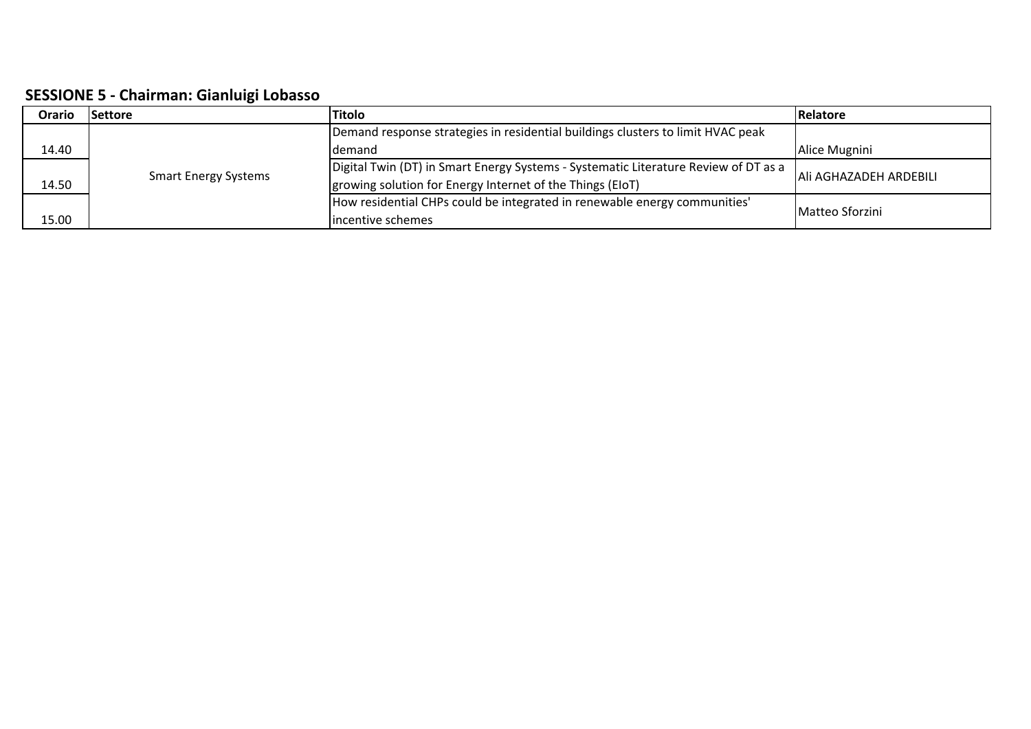**SESSIONE 5 - Chairman: Gianluigi Lobasso**

| Orario | Settore | Titolo | Relatore |
|---|---|---|---|
| 14.40 | Smart Energy Systems | Demand response strategies in residential buildings clusters to limit HVAC peak demand | Alice Mugnini |
| 14.50 | | Digital Twin (DT) in Smart Energy Systems - Systematic Literature Review of DT as a growing solution for Energy Internet of the Things (EIoT) | Ali AGHAZADEH ARDEBILI |
| 15.00 | | How residential CHPs could be integrated in renewable energy communities' incentive schemes | Matteo Sforzini |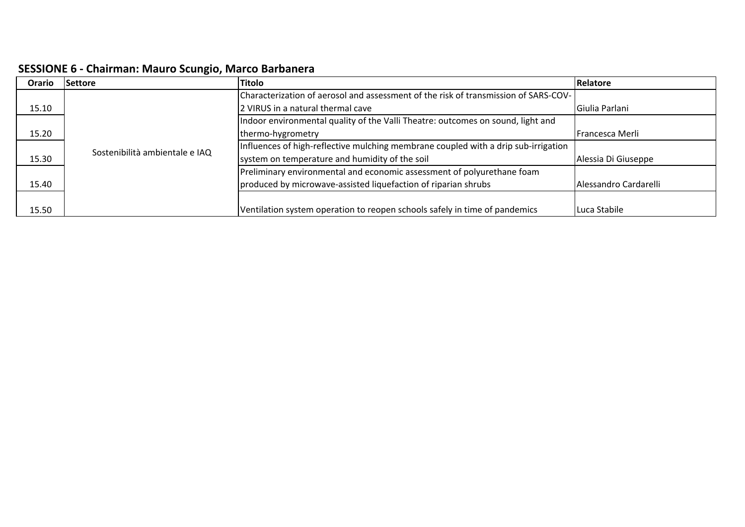## SESSIONE 6 - Chairman: Mauro Scungio, Marco Barbanera

| Orario | Settore | Titolo | Relatore |
|---|---|---|---|
| 15.10 | Sostenibilità ambientale e IAQ | Characterization of aerosol and assessment of the risk of transmission of SARS-COV-2 VIRUS in a natural thermal cave | Giulia Parlani |
| 15.20 | | Indoor environmental quality of the Valli Theatre: outcomes on sound, light and thermo-hygrometry | Francesca Merli |
| 15.30 | | Influences of high-reflective mulching membrane coupled with a drip sub-irrigation system on temperature and humidity of the soil | Alessia Di Giuseppe |
| 15.40 | | Preliminary environmental and economic assessment of polyurethane foam produced by microwave-assisted liquefaction of riparian shrubs | Alessandro Cardarelli |
| 15.50 | | Ventilation system operation to reopen schools safely in time of pandemics | Luca Stabile |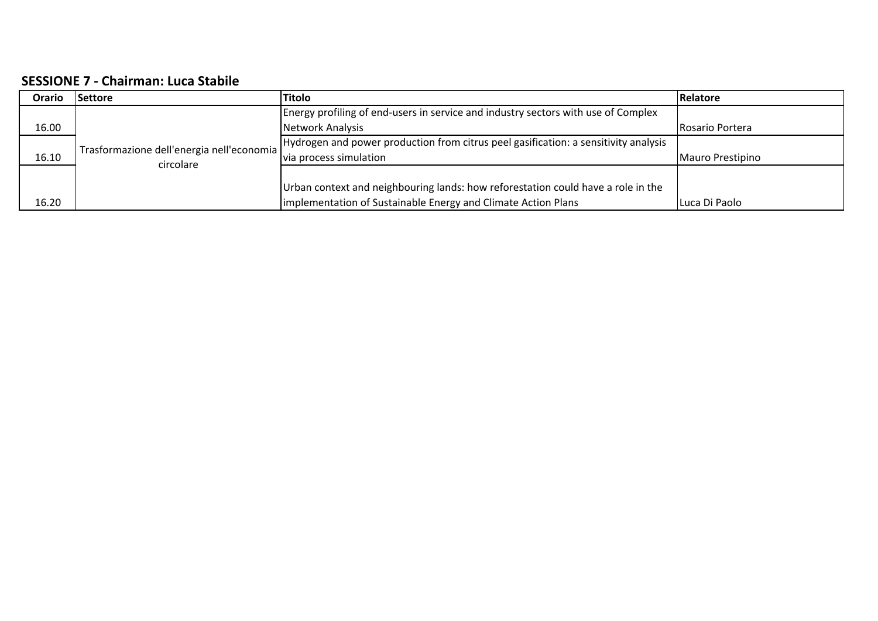**SESSIONE 7 - Chairman: Luca Stabile**

| Orario | Settore | Titolo | Relatore |
|---|---|---|---|
| 16.00 | Trasformazione dell'energia nell'economia circolare | Energy profiling of end-users in service and industry sectors with use of Complex Network Analysis | Rosario Portera |
| 16.10 | | Hydrogen and power production from citrus peel gasification: a sensitivity analysis via process simulation | Mauro Prestipino |
| 16.20 | | Urban context and neighbouring lands: how reforestation could have a role in the implementation of Sustainable Energy and Climate Action Plans | Luca Di Paolo |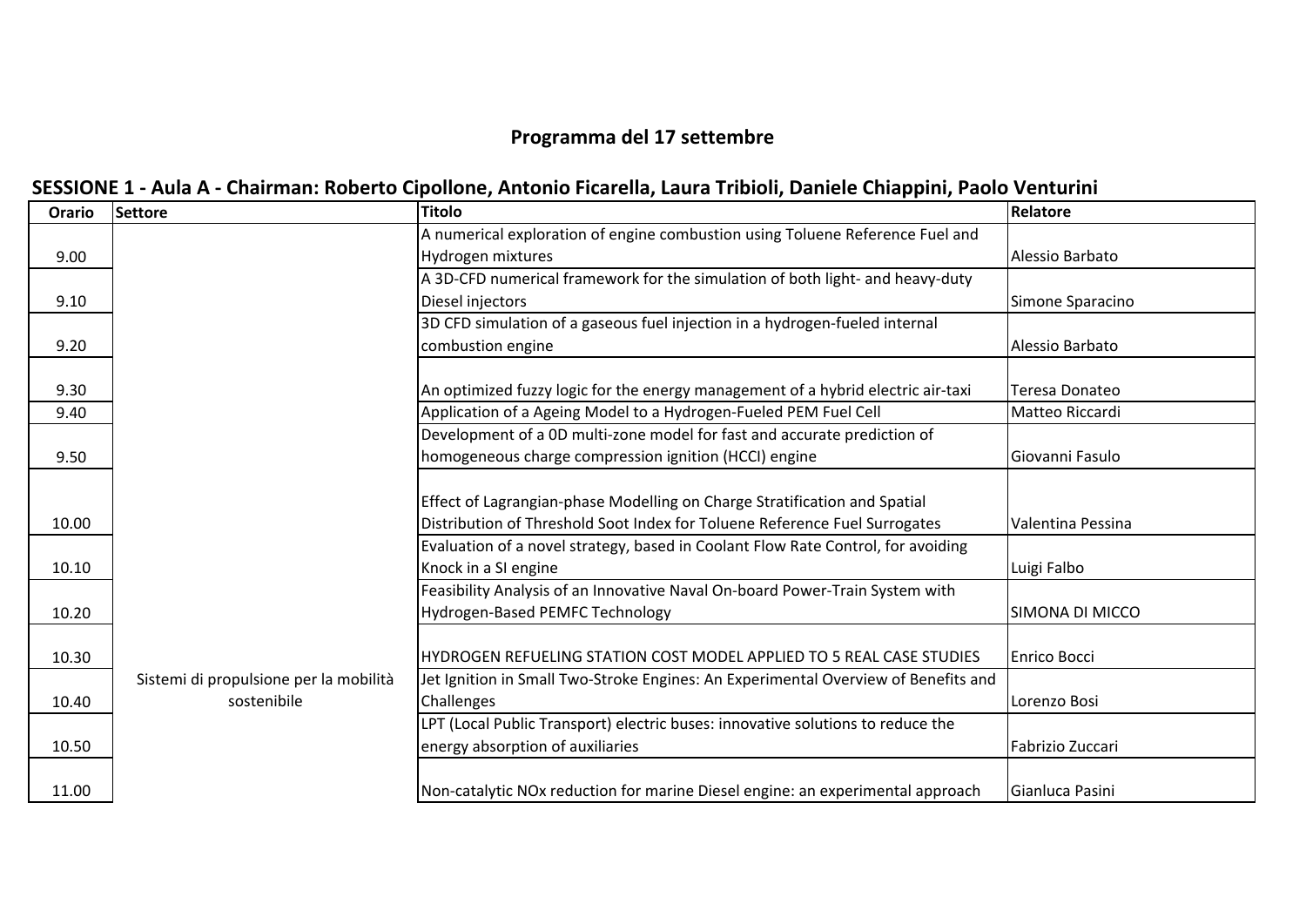## Programma del 17 settembre

### SESSIONE 1 - Aula A - Chairman: Roberto Cipollone, Antonio Ficarella, Laura Tribioli, Daniele Chiappini, Paolo Venturini

| Orario | Settore | Titolo | Relatore |
|---|---|---|---|
| 9.00 | Sistemi di propulsione per la mobilità sostenibile | A numerical exploration of engine combustion using Toluene Reference Fuel and Hydrogen mixtures | Alessio Barbato |
| 9.10 | | A 3D-CFD numerical framework for the simulation of both light- and heavy-duty Diesel injectors | Simone Sparacino |
| 9.20 | | 3D CFD simulation of a gaseous fuel injection in a hydrogen-fueled internal combustion engine | Alessio Barbato |
| 9.30 | | An optimized fuzzy logic for the energy management of a hybrid electric air-taxi | Teresa Donateo |
| 9.40 | | Application of a Ageing Model to a Hydrogen-Fueled PEM Fuel Cell | Matteo Riccardi |
| 9.50 | | Development of a 0D multi-zone model for fast and accurate prediction of homogeneous charge compression ignition (HCCI) engine | Giovanni Fasulo |
| 10.00 | | Effect of Lagrangian-phase Modelling on Charge Stratification and Spatial Distribution of Threshold Soot Index for Toluene Reference Fuel Surrogates | Valentina Pessina |
| 10.10 | | Evaluation of a novel strategy, based in Coolant Flow Rate Control, for avoiding Knock in a SI engine | Luigi Falbo |
| 10.20 | | Feasibility Analysis of an Innovative Naval On-board Power-Train System with Hydrogen-Based PEMFC Technology | SIMONA DI MICCO |
| 10.30 | | HYDROGEN REFUELING STATION COST MODEL APPLIED TO 5 REAL CASE STUDIES | Enrico Bocci |
| 10.40 | | Jet Ignition in Small Two-Stroke Engines: An Experimental Overview of Benefits and Challenges | Lorenzo Bosi |
| 10.50 | | LPT (Local Public Transport) electric buses: innovative solutions to reduce the energy absorption of auxiliaries | Fabrizio Zuccari |
| 11.00 | | Non-catalytic NOx reduction for marine Diesel engine: an experimental approach | Gianluca Pasini |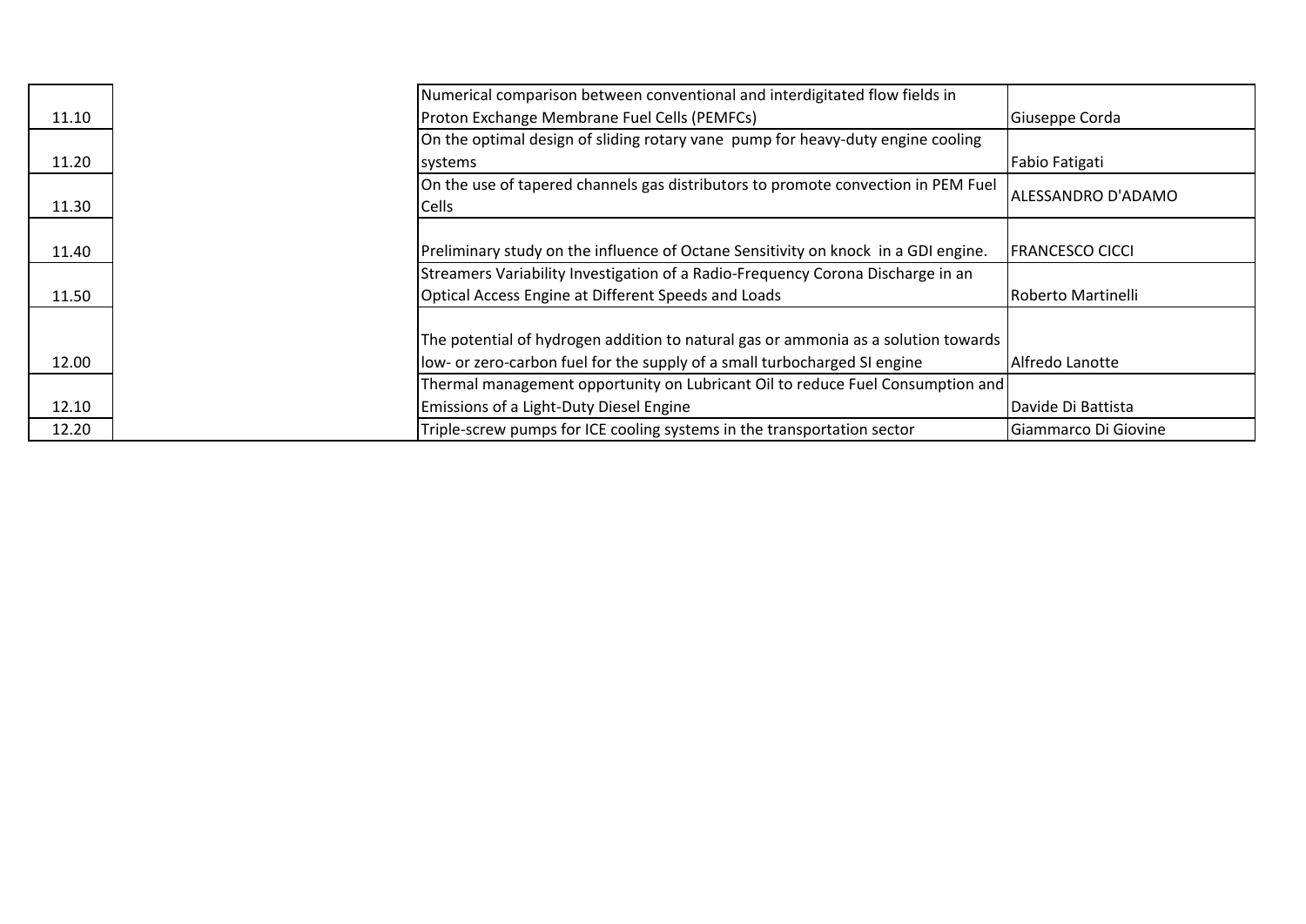| | | | |
|---|---|---|---|
| 11.10 | | Numerical comparison between conventional and interdigitated flow fields in Proton Exchange Membrane Fuel Cells (PEMFCs) | Giuseppe Corda |
| 11.20 | | On the optimal design of sliding rotary vane pump for heavy-duty engine cooling systems | Fabio Fatigati |
| 11.30 | | On the use of tapered channels gas distributors to promote convection in PEM Fuel Cells | ALESSANDRO D'ADAMO |
| 11.40 | | Preliminary study on the influence of Octane Sensitivity on knock in a GDI engine. | FRANCESCO CICCI |
| 11.50 | | Streamers Variability Investigation of a Radio-Frequency Corona Discharge in an Optical Access Engine at Different Speeds and Loads | Roberto Martinelli |
| 12.00 | | The potential of hydrogen addition to natural gas or ammonia as a solution towards low- or zero-carbon fuel for the supply of a small turbocharged SI engine | Alfredo Lanotte |
| 12.10 | | Thermal management opportunity on Lubricant Oil to reduce Fuel Consumption and Emissions of a Light-Duty Diesel Engine | Davide Di Battista |
| 12.20 | | Triple-screw pumps for ICE cooling systems in the transportation sector | Giammarco Di Giovine |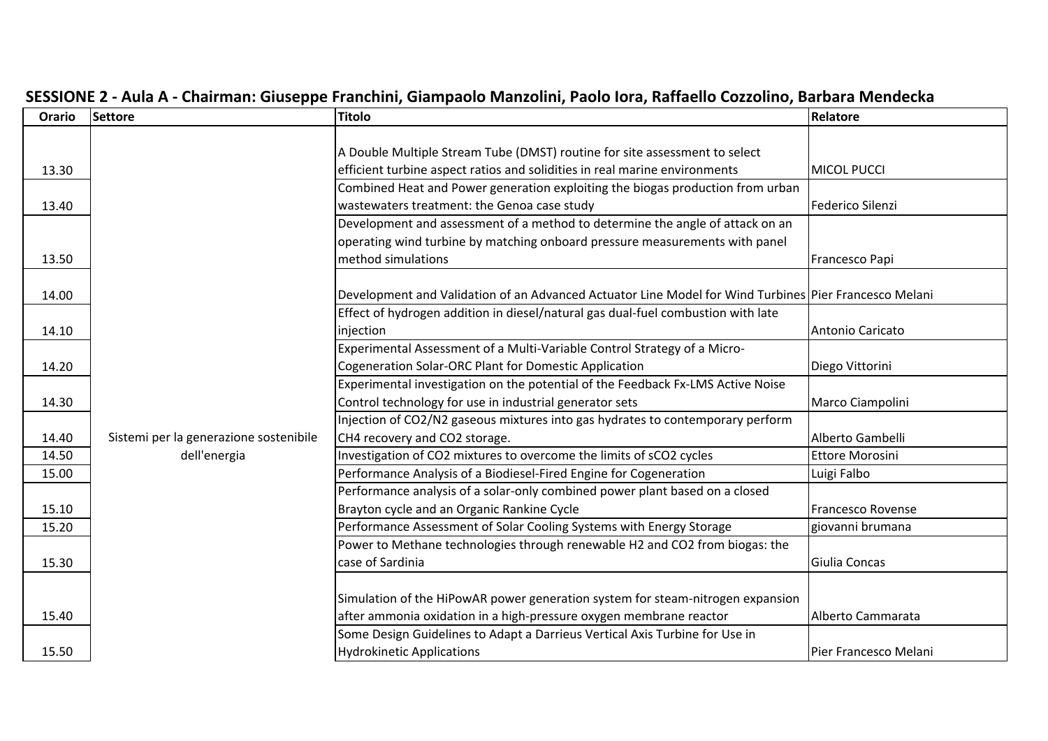## SESSIONE 2 - Aula A - Chairman: Giuseppe Franchini, Giampaolo Manzolini, Paolo Iora, Raffaello Cozzolino, Barbara Mendecka

| Orario | Settore | Titolo | Relatore |
|---|---|---|---|
| 13.30 | Sistemi per la generazione sostenibile dell'energia | A Double Multiple Stream Tube (DMST) routine for site assessment to select efficient turbine aspect ratios and solidities in real marine environments | MICOL PUCCI |
| 13.40 | | Combined Heat and Power generation exploiting the biogas production from urban wastewaters treatment: the Genoa case study | Federico Silenzi |
| 13.50 | | Development and assessment of a method to determine the angle of attack on an operating wind turbine by matching onboard pressure measurements with panel method simulations | Francesco Papi |
| 14.00 | | Development and Validation of an Advanced Actuator Line Model for Wind Turbines | Pier Francesco Melani |
| 14.10 | | Effect of hydrogen addition in diesel/natural gas dual-fuel combustion with late injection | Antonio Caricato |
| 14.20 | | Experimental Assessment of a Multi-Variable Control Strategy of a Micro-Cogeneration Solar-ORC Plant for Domestic Application | Diego Vittorini |
| 14.30 | | Experimental investigation on the potential of the Feedback Fx-LMS Active Noise Control technology for use in industrial generator sets | Marco Ciampolini |
| 14.40 | | Injection of CO2/N2 gaseous mixtures into gas hydrates to contemporary perform CH4 recovery and CO2 storage. | Alberto Gambelli |
| 14.50 | | Investigation of CO2 mixtures to overcome the limits of sCO2 cycles | Ettore Morosini |
| 15.00 | | Performance Analysis of a Biodiesel-Fired Engine for Cogeneration | Luigi Falbo |
| 15.10 | | Performance analysis of a solar-only combined power plant based on a closed Brayton cycle and an Organic Rankine Cycle | Francesco Rovense |
| 15.20 | | Performance Assessment of Solar Cooling Systems with Energy Storage | giovanni brumana |
| 15.30 | | Power to Methane technologies through renewable H2 and CO2 from biogas: the case of Sardinia | Giulia Concas |
| 15.40 | | Simulation of the HiPowAR power generation system for steam-nitrogen expansion after ammonia oxidation in a high-pressure oxygen membrane reactor | Alberto Cammarata |
| 15.50 | | Some Design Guidelines to Adapt a Darrieus Vertical Axis Turbine for Use in Hydrokinetic Applications | Pier Francesco Melani |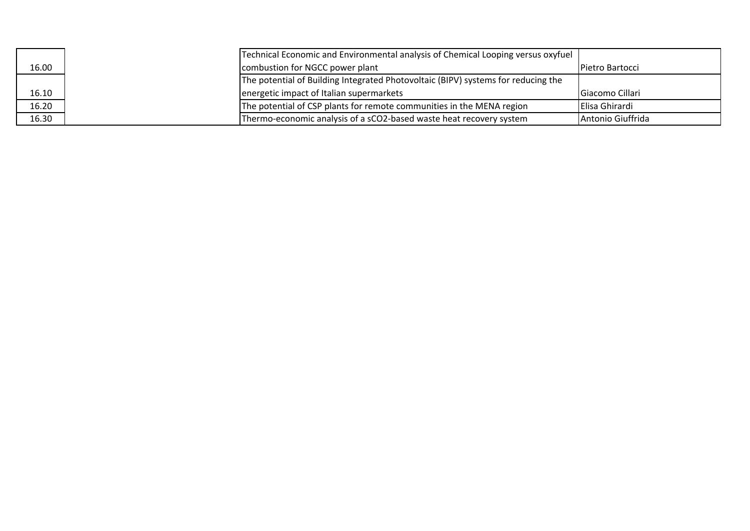| | | | |
|---|---|---|---|
| 16.00 | | Technical Economic and Environmental analysis of Chemical Looping versus oxyfuel combustion for NGCC power plant | Pietro Bartocci |
| 16.10 | | The potential of Building Integrated Photovoltaic (BIPV) systems for reducing the energetic impact of Italian supermarkets | Giacomo Cillari |
| 16.20 | | The potential of CSP plants for remote communities in the MENA region | Elisa Ghirardi |
| 16.30 | | Thermo-economic analysis of a sCO2-based waste heat recovery system | Antonio Giuffrida |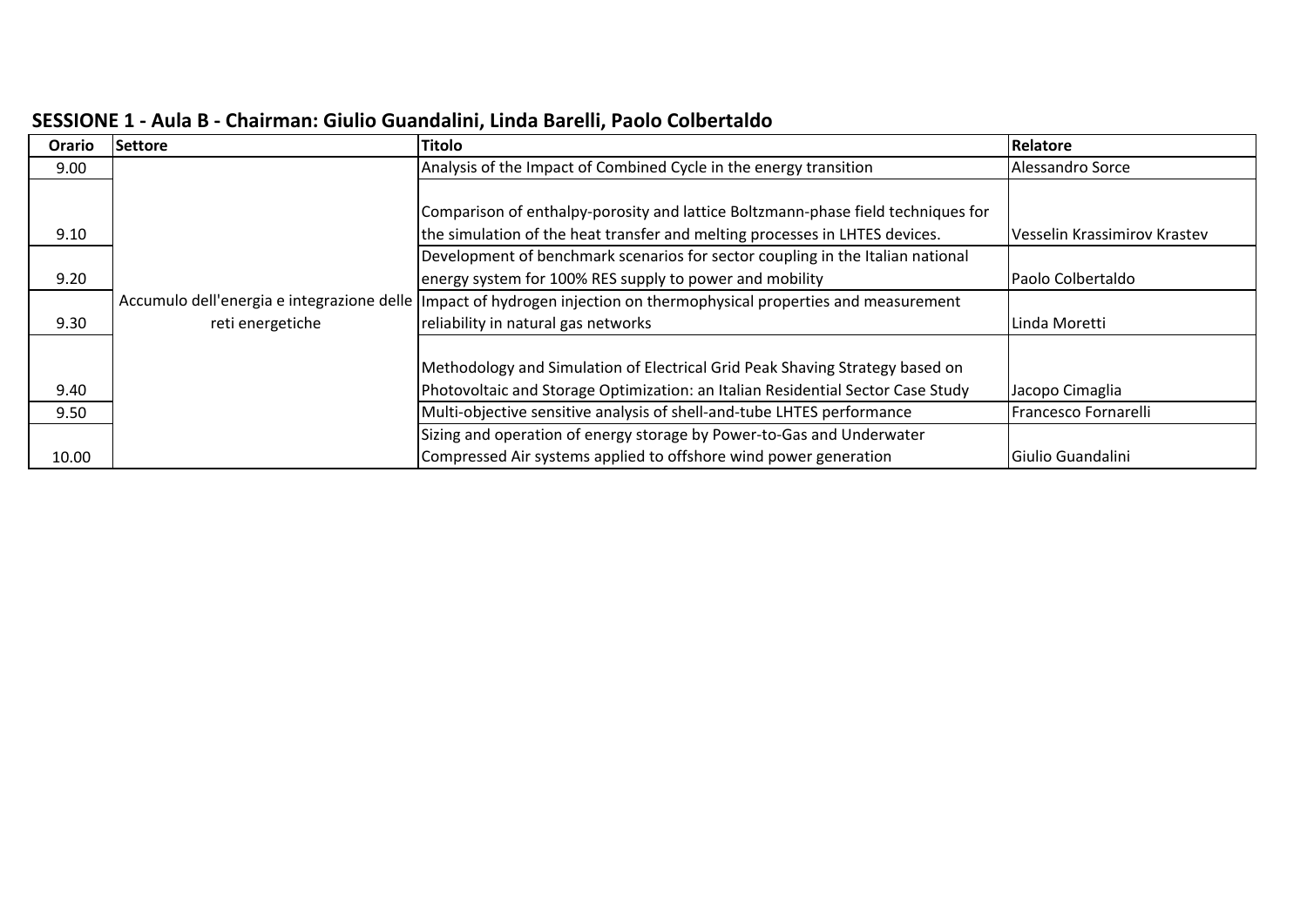## SESSIONE 1 - Aula B - Chairman: Giulio Guandalini, Linda Barelli, Paolo Colbertaldo

| Orario | Settore | Titolo | Relatore |
|---|---|---|---|
| 9.00 | Accumulo dell'energia e integrazione delle reti energetiche | Analysis of the Impact of Combined Cycle in the energy transition | Alessandro Sorce |
| 9.10 | | Comparison of enthalpy-porosity and lattice Boltzmann-phase field techniques for the simulation of the heat transfer and melting processes in LHTES devices. | Vesselin Krassimirov Krastev |
| 9.20 | | Development of benchmark scenarios for sector coupling in the Italian national energy system for 100% RES supply to power and mobility | Paolo Colbertaldo |
| 9.30 | | Impact of hydrogen injection on thermophysical properties and measurement reliability in natural gas networks | Linda Moretti |
| 9.40 | | Methodology and Simulation of Electrical Grid Peak Shaving Strategy based on Photovoltaic and Storage Optimization: an Italian Residential Sector Case Study | Jacopo Cimaglia |
| 9.50 | | Multi-objective sensitive analysis of shell-and-tube LHTES performance | Francesco Fornarelli |
| 10.00 | | Sizing and operation of energy storage by Power-to-Gas and Underwater Compressed Air systems applied to offshore wind power generation | Giulio Guandalini |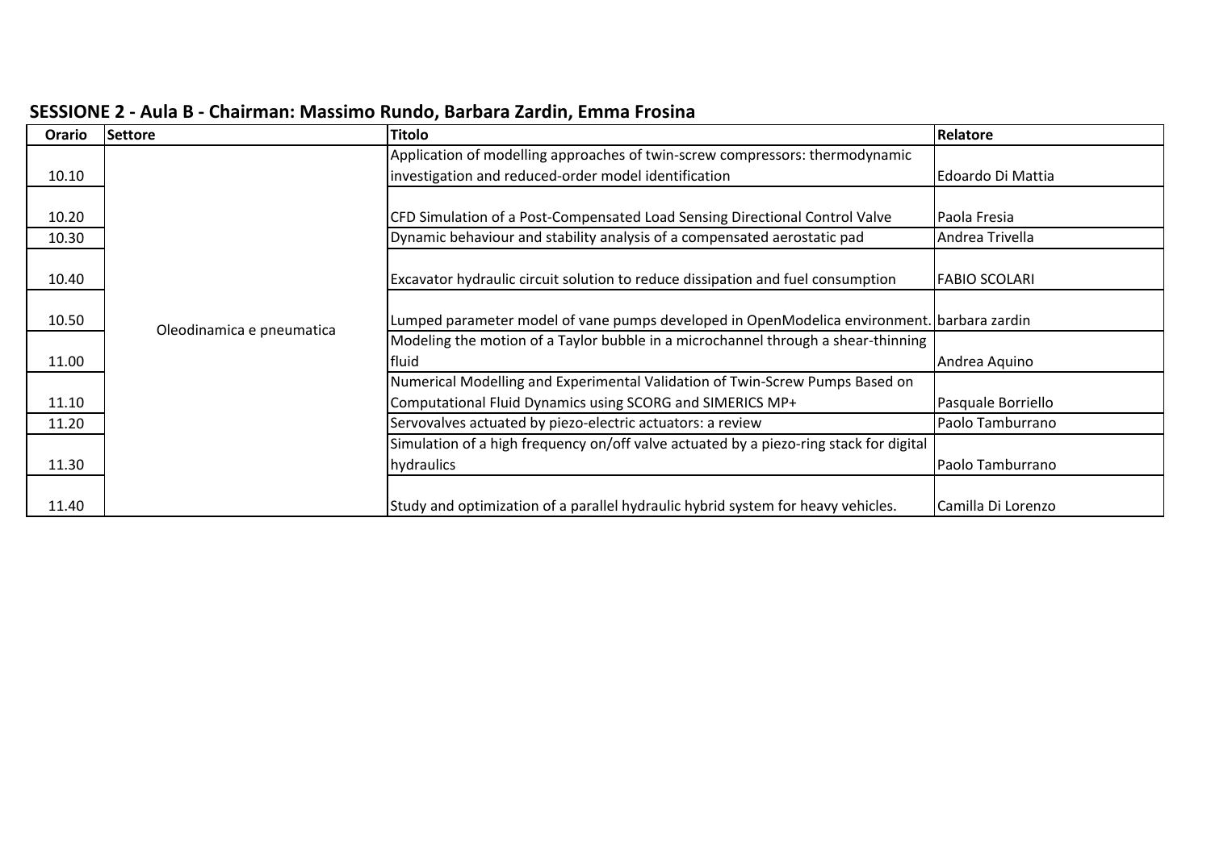## SESSIONE 2 - Aula B - Chairman: Massimo Rundo, Barbara Zardin, Emma Frosina

| Orario | Settore | Titolo | Relatore |
|---|---|---|---|
| 10.10 | Oleodinamica e pneumatica | Application of modelling approaches of twin-screw compressors: thermodynamic investigation and reduced-order model identification | Edoardo Di Mattia |
| 10.20 | | CFD Simulation of a Post-Compensated Load Sensing Directional Control Valve | Paola Fresia |
| 10.30 | | Dynamic behaviour and stability analysis of a compensated aerostatic pad | Andrea Trivella |
| 10.40 | | Excavator hydraulic circuit solution to reduce dissipation and fuel consumption | FABIO SCOLARI |
| 10.50 | | Lumped parameter model of vane pumps developed in OpenModelica environment. | barbara zardin |
| 11.00 | | Modeling the motion of a Taylor bubble in a microchannel through a shear-thinning fluid | Andrea Aquino |
| 11.10 | | Numerical Modelling and Experimental Validation of Twin-Screw Pumps Based on Computational Fluid Dynamics using SCORG and SIMERICS MP+ | Pasquale Borriello |
| 11.20 | | Servovalves actuated by piezo-electric actuators: a review | Paolo Tamburrano |
| 11.30 | | Simulation of a high frequency on/off valve actuated by a piezo-ring stack for digital hydraulics | Paolo Tamburrano |
| 11.40 | | Study and optimization of a parallel hydraulic hybrid system for heavy vehicles. | Camilla Di Lorenzo |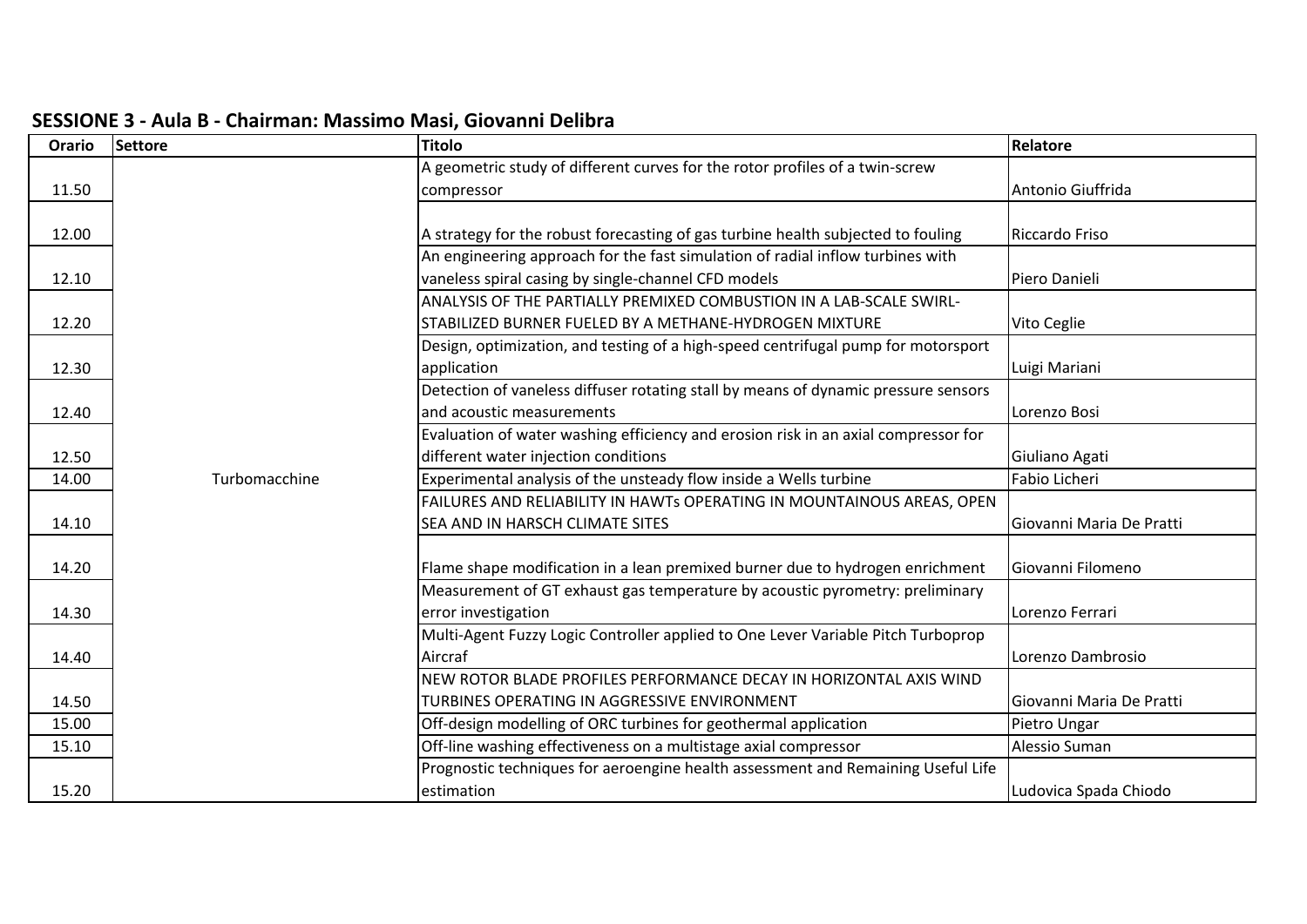## SESSIONE 3 - Aula B - Chairman: Massimo Masi, Giovanni Delibra

| Orario | Settore | Titolo | Relatore |
|---|---|---|---|
| 11.50 | | A geometric study of different curves for the rotor profiles of a twin-screw compressor | Antonio Giuffrida |
| 12.00 | | A strategy for the robust forecasting of gas turbine health subjected to fouling | Riccardo Friso |
| 12.10 | | An engineering approach for the fast simulation of radial inflow turbines with vaneless spiral casing by single-channel CFD models | Piero Danieli |
| 12.20 | | ANALYSIS OF THE PARTIALLY PREMIXED COMBUSTION IN A LAB-SCALE SWIRL-STABILIZED BURNER FUELED BY A METHANE-HYDROGEN MIXTURE | Vito Ceglie |
| 12.30 | | Design, optimization, and testing of a high-speed centrifugal pump for motorsport application | Luigi Mariani |
| 12.40 | | Detection of vaneless diffuser rotating stall by means of dynamic pressure sensors and acoustic measurements | Lorenzo Bosi |
| 12.50 | | Evaluation of water washing efficiency and erosion risk in an axial compressor for different water injection conditions | Giuliano Agati |
| 14.00 | Turbomacchine | Experimental analysis of the unsteady flow inside a Wells turbine | Fabio Licheri |
| 14.10 | | FAILURES AND RELIABILITY IN HAWTs OPERATING IN MOUNTAINOUS AREAS, OPEN SEA AND IN HARSCH CLIMATE SITES | Giovanni Maria De Pratti |
| 14.20 | | Flame shape modification in a lean premixed burner due to hydrogen enrichment | Giovanni Filomeno |
| 14.30 | | Measurement of GT exhaust gas temperature by acoustic pyrometry: preliminary error investigation | Lorenzo Ferrari |
| 14.40 | | Multi-Agent Fuzzy Logic Controller applied to One Lever Variable Pitch Turboprop Aircraf | Lorenzo Dambrosio |
| 14.50 | | NEW ROTOR BLADE PROFILES PERFORMANCE DECAY IN HORIZONTAL AXIS WIND TURBINES OPERATING IN AGGRESSIVE ENVIRONMENT | Giovanni Maria De Pratti |
| 15.00 | | Off-design modelling of ORC turbines for geothermal application | Pietro Ungar |
| 15.10 | | Off-line washing effectiveness on a multistage axial compressor | Alessio Suman |
| 15.20 | | Prognostic techniques for aeroengine health assessment and Remaining Useful Life estimation | Ludovica Spada Chiodo |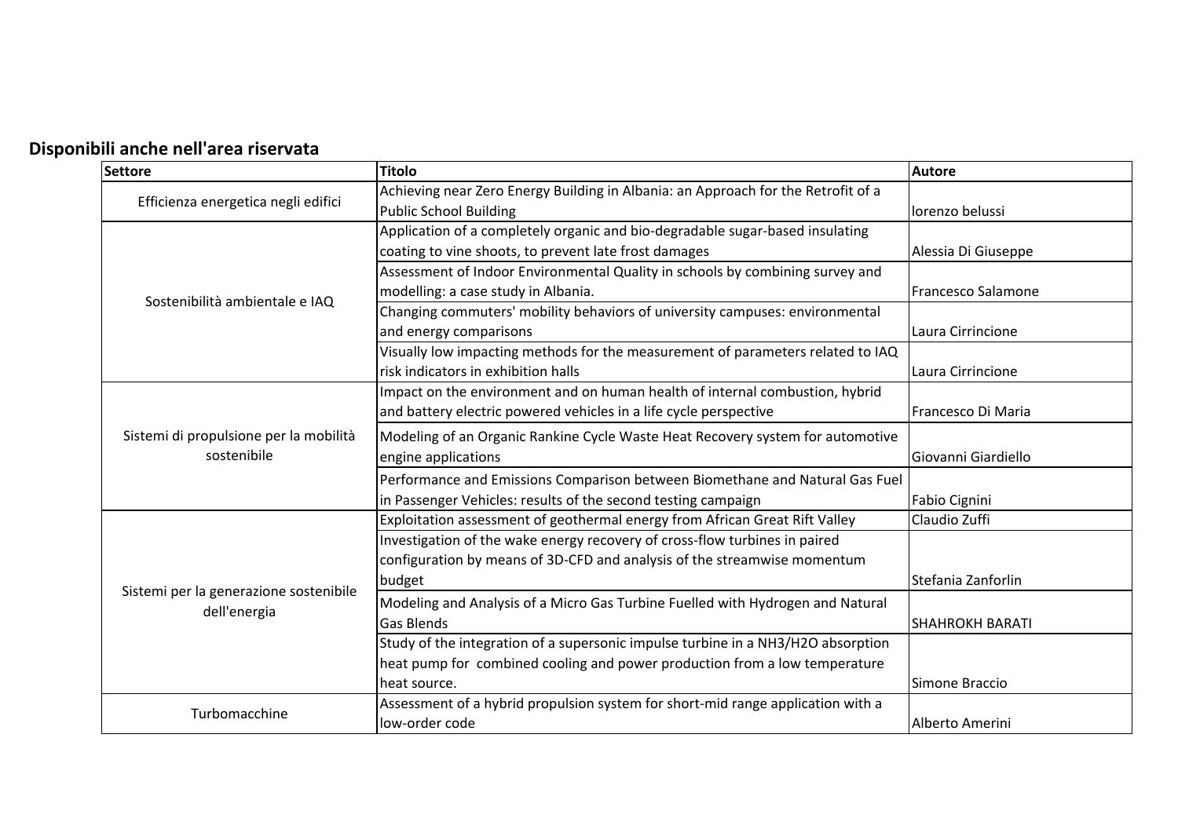**Disponibili anche nell'area riservata**

| Settore | Titolo | Autore |
|---|---|---|
| Efficienza energetica negli edifici | Achieving near Zero Energy Building in Albania: an Approach for the Retrofit of a Public School Building | lorenzo belussi |
| Sostenibilità ambientale e IAQ | Application of a completely organic and bio-degradable sugar-based insulating coating to vine shoots, to prevent late frost damages | Alessia Di Giuseppe |
| | Assessment of Indoor Environmental Quality in schools by combining survey and modelling: a case study in Albania. | Francesco Salamone |
| | Changing commuters' mobility behaviors of university campuses: environmental and energy comparisons | Laura Cirrincione |
| | Visually low impacting methods for the measurement of parameters related to IAQ risk indicators in exhibition halls | Laura Cirrincione |
| Sistemi di propulsione per la mobilità sostenibile | Impact on the environment and on human health of internal combustion, hybrid and battery electric powered vehicles in a life cycle perspective | Francesco Di Maria |
| | Modeling of an Organic Rankine Cycle Waste Heat Recovery system for automotive engine applications | Giovanni Giardiello |
| | Performance and Emissions Comparison between Biomethane and Natural Gas Fuel in Passenger Vehicles: results of the second testing campaign | Fabio Cignini |
| Sistemi per la generazione sostenibile dell'energia | Exploitation assessment of geothermal energy from African Great Rift Valley | Claudio Zuffi |
| | Investigation of the wake energy recovery of cross-flow turbines in paired configuration by means of 3D-CFD and analysis of the streamwise momentum budget | Stefania Zanforlin |
| | Modeling and Analysis of a Micro Gas Turbine Fuelled with Hydrogen and Natural Gas Blends | SHAHROKH BARATI |
| | Study of the integration of a supersonic impulse turbine in a $NH_3/H_2O$ absorption heat pump for combined cooling and power production from a low temperature heat source. | Simone Braccio |
| Turbomacchine | Assessment of a hybrid propulsion system for short-mid range application with a low-order code | Alberto Amerini |